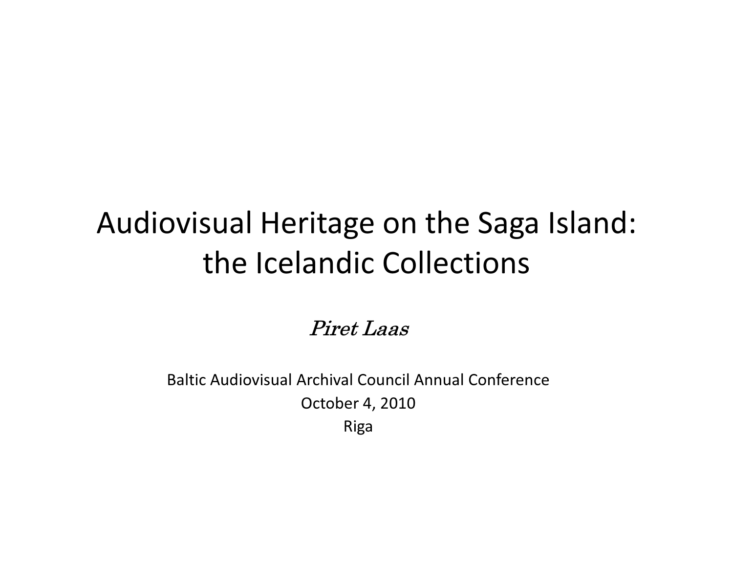# Audiovisual Heritage on the Saga Island: the Icelandic Collections

*Piret Laas*

Baltic Audiovisual Archival Council Annual Conference

October 4, 2010

Riga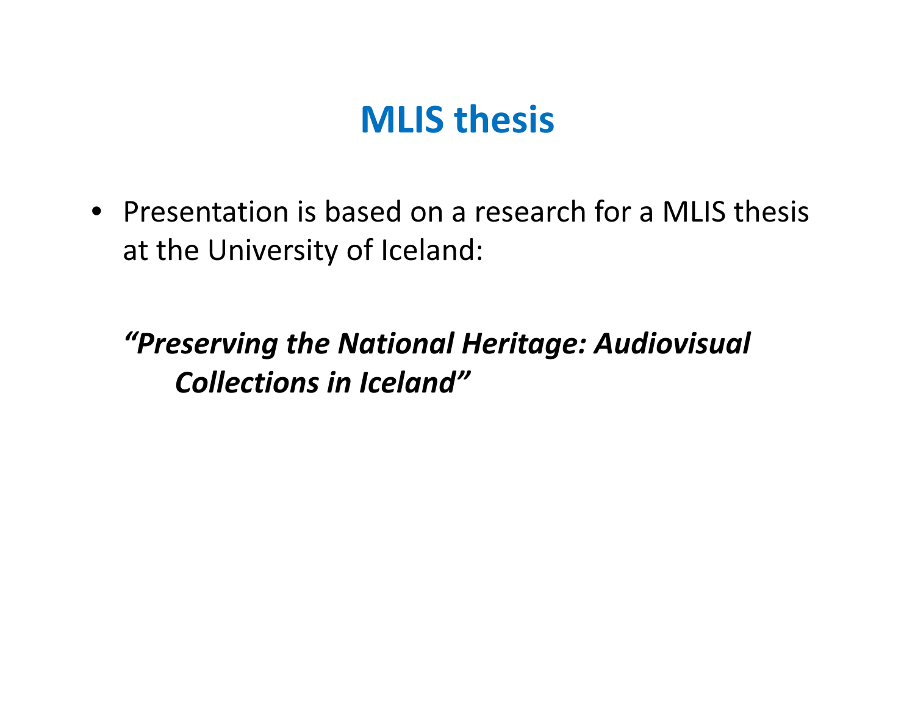# MLIS thesis

- Presentation is based on a research for a MLIS thesis at the University of Iceland:

  ***"Preserving the National Heritage: Audiovisual Collections in Iceland"***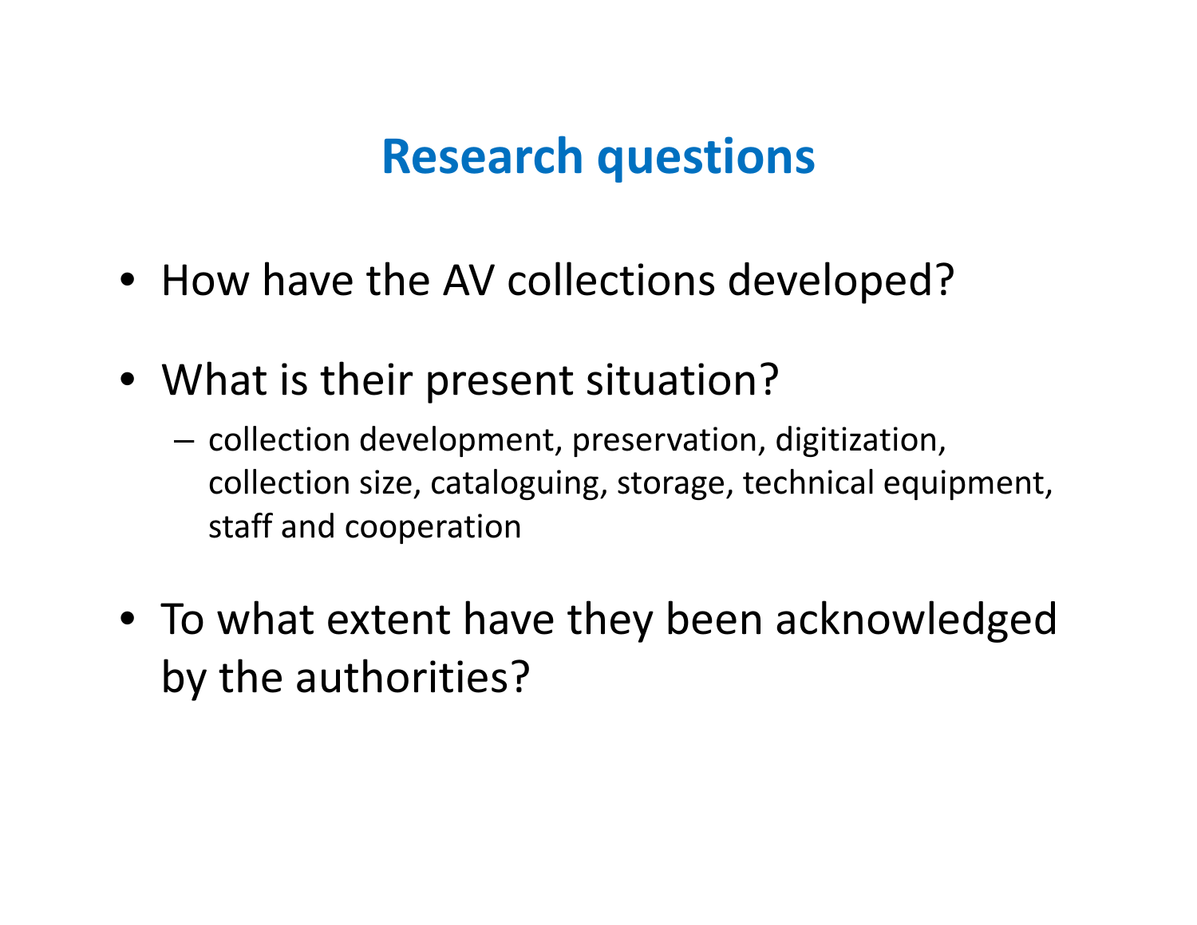# Research questions

- How have the AV collections developed?
- What is their present situation?
  - collection development, preservation, digitization, collection size, cataloguing, storage, technical equipment, staff and cooperation
- To what extent have they been acknowledged by the authorities?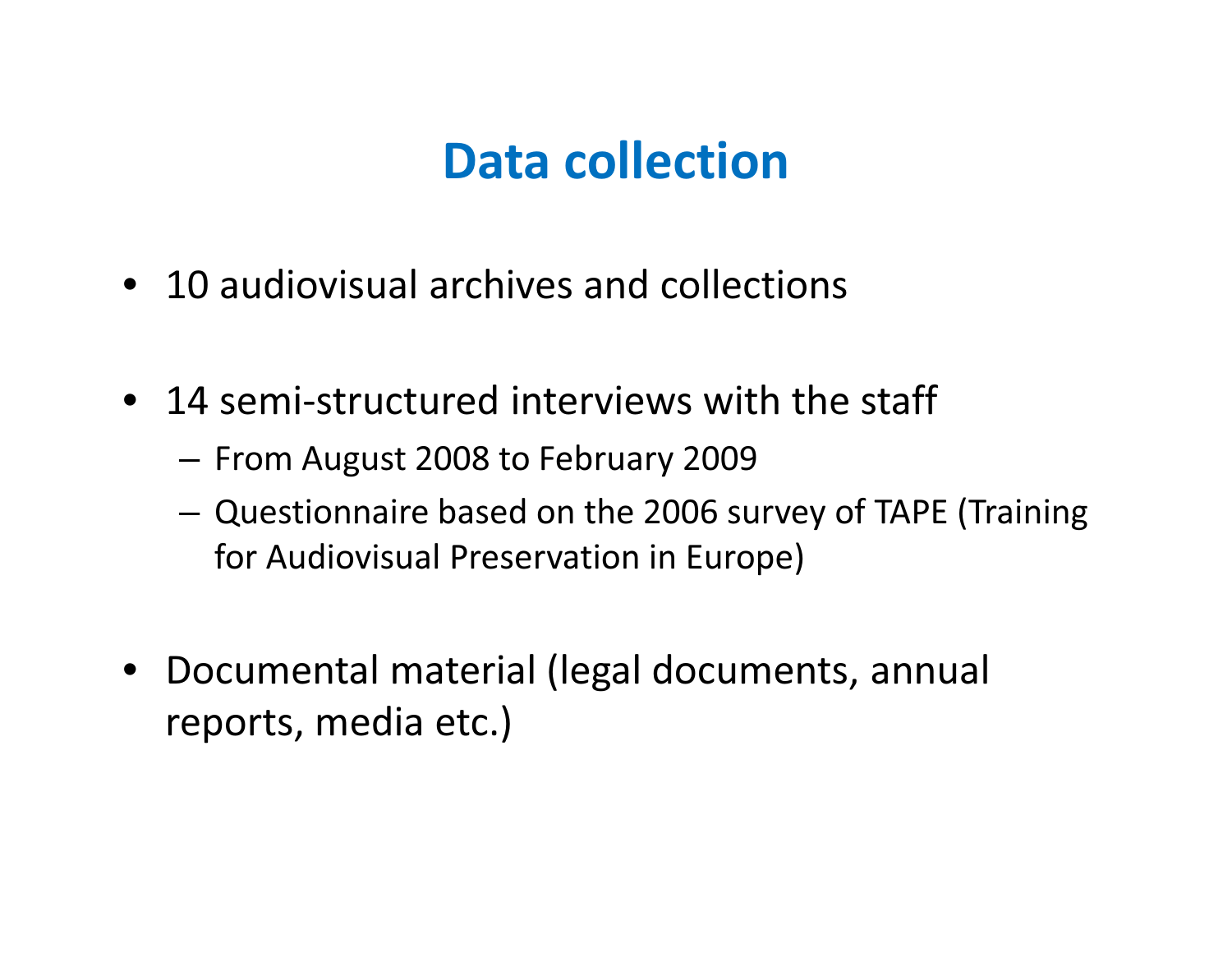# Data collection

- 10 audiovisual archives and collections
- 14 semi-structured interviews with the staff
  - From August 2008 to February 2009
  - Questionnaire based on the 2006 survey of TAPE (Training for Audiovisual Preservation in Europe)
- Documental material (legal documents, annual reports, media etc.)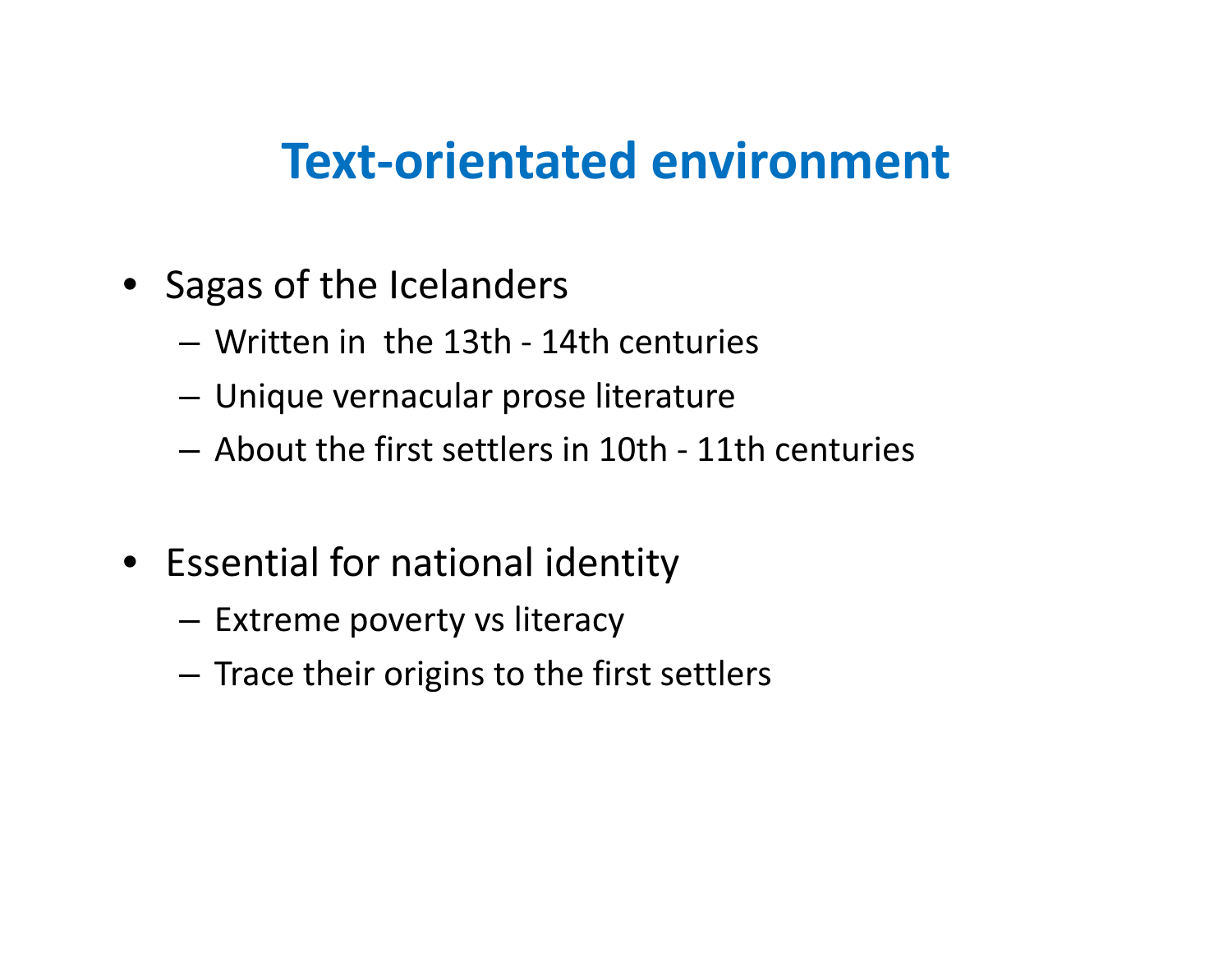# Text-orientated environment

- Sagas of the Icelanders
  - Written in the 13th - 14th centuries
  - Unique vernacular prose literature
  - About the first settlers in 10th - 11th centuries
- Essential for national identity
  - Extreme poverty vs literacy
  - Trace their origins to the first settlers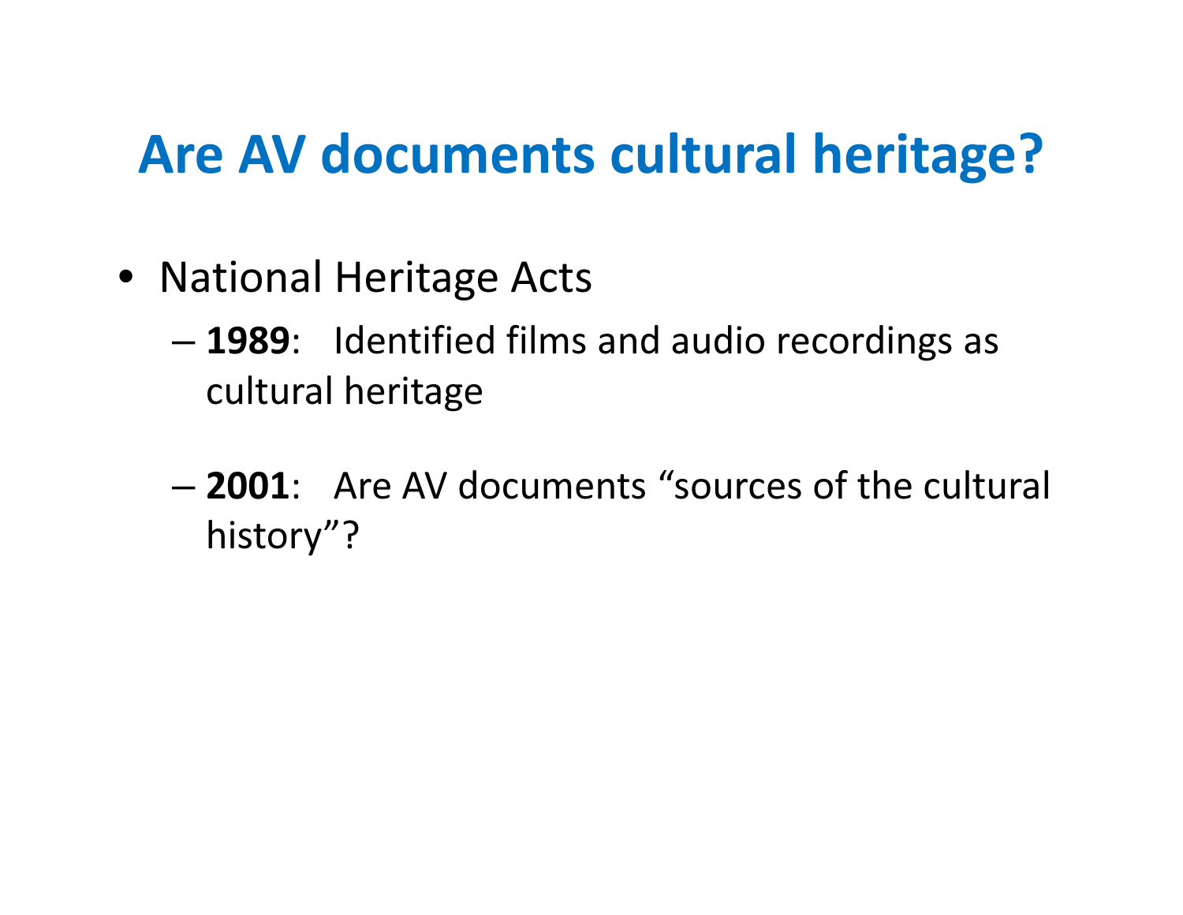# Are AV documents cultural heritage?

- National Heritage Acts
  - **1989**: Identified films and audio recordings as cultural heritage
  - **2001**: Are AV documents "sources of the cultural history"?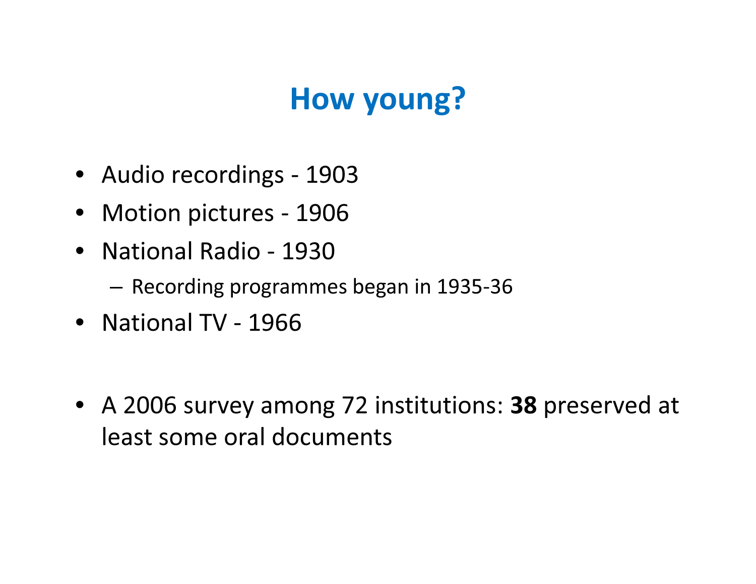# How young?

- Audio recordings - 1903
- Motion pictures - 1906
- National Radio - 1930
  - Recording programmes began in 1935-36
- National TV - 1966

- A 2006 survey among 72 institutions: **38** preserved at least some oral documents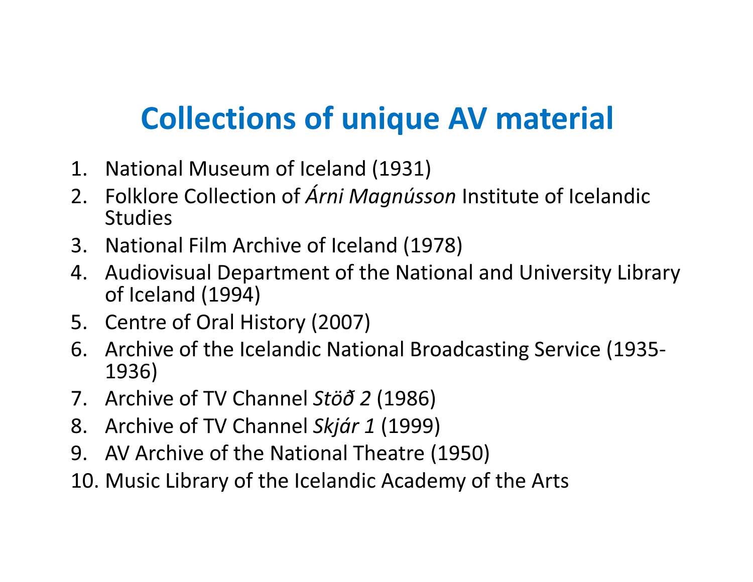# Collections of unique AV material

1. National Museum of Iceland (1931)
2. Folklore Collection of *Árni Magnússon* Institute of Icelandic Studies
3. National Film Archive of Iceland (1978)
4. Audiovisual Department of the National and University Library of Iceland (1994)
5. Centre of Oral History (2007)
6. Archive of the Icelandic National Broadcasting Service (1935-1936)
7. Archive of TV Channel *Stöð 2* (1986)
8. Archive of TV Channel *Skjár 1* (1999)
9. AV Archive of the National Theatre (1950)
10. Music Library of the Icelandic Academy of the Arts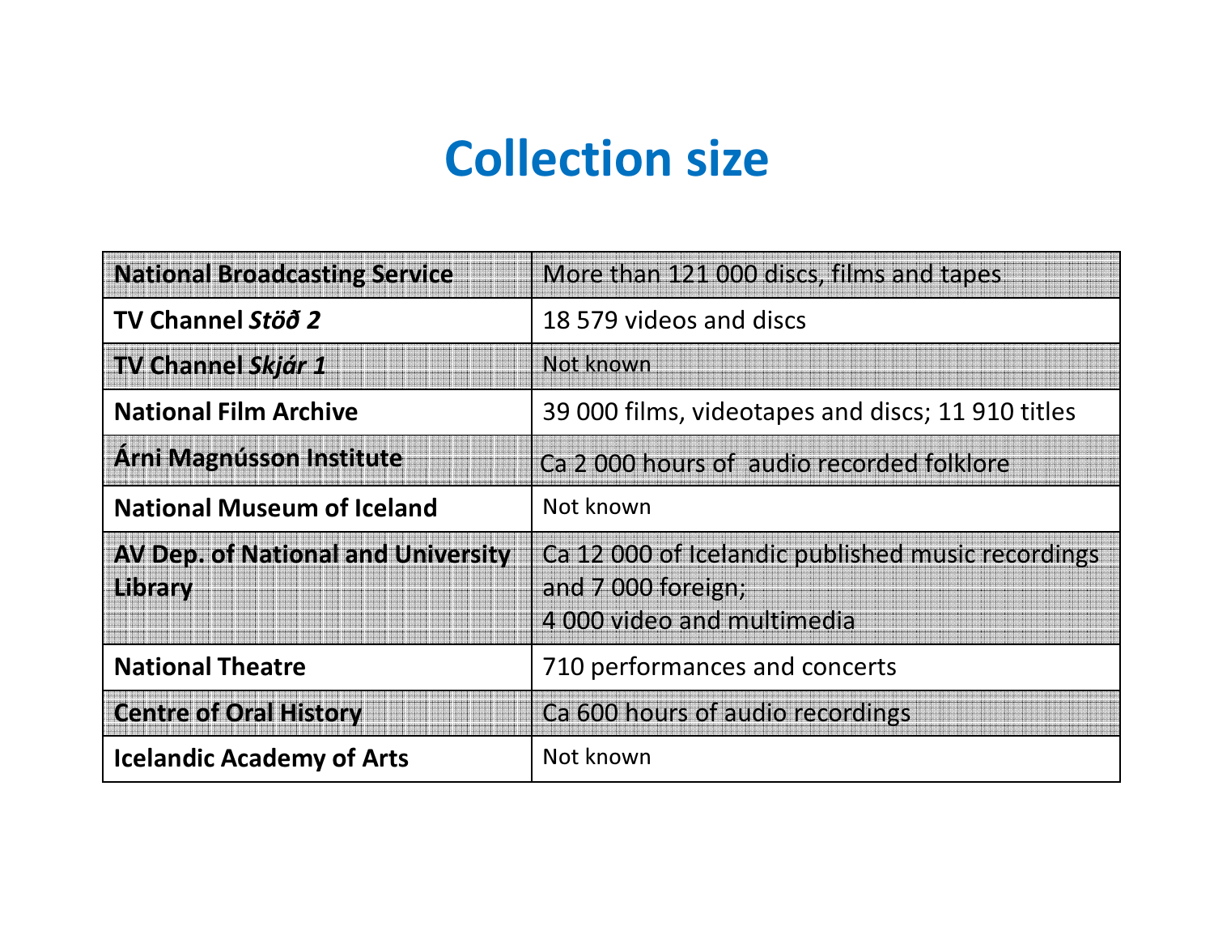# Collection size

| | |
|---|---|
| **National Broadcasting Service** | More than 121 000 discs, films and tapes |
| **TV Channel *Stöð 2*** | 18 579 videos and discs |
| **TV Channel *Skjár 1*** | Not known |
| **National Film Archive** | 39 000 films, videotapes and discs; 11 910 titles |
| **Árni Magnússon Institute** | Ca 2 000 hours of audio recorded folklore |
| **National Museum of Iceland** | Not known |
| **AV Dep. of National and University Library** | Ca 12 000 of Icelandic published music recordings and 7 000 foreign; 4 000 video and multimedia |
| **National Theatre** | 710 performances and concerts |
| **Centre of Oral History** | Ca 600 hours of audio recordings |
| **Icelandic Academy of Arts** | Not known |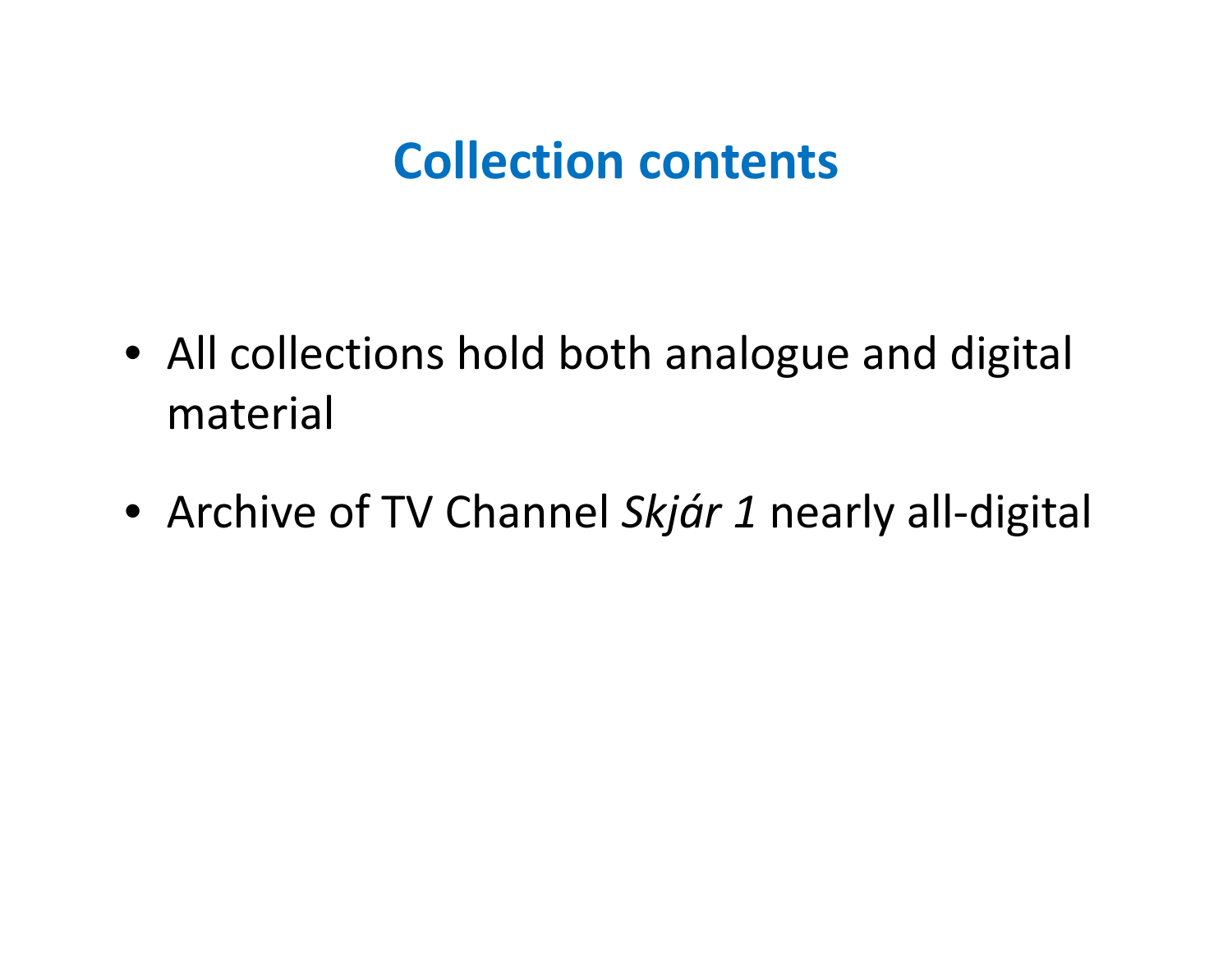# Collection contents

- All collections hold both analogue and digital material
- Archive of TV Channel *Skjár 1* nearly all-digital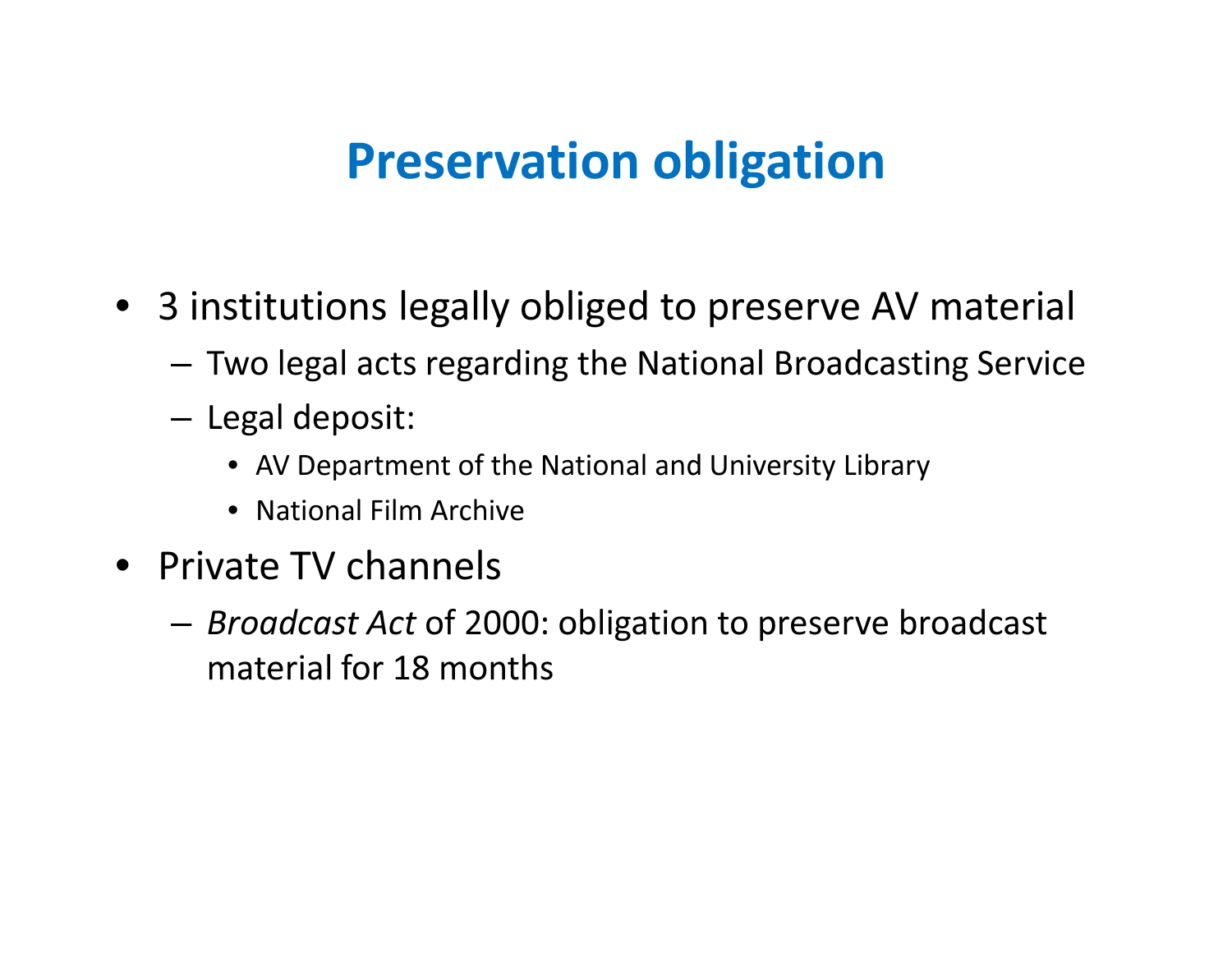# Preservation obligation

- 3 institutions legally obliged to preserve AV material
  - Two legal acts regarding the National Broadcasting Service
  - Legal deposit:
    - AV Department of the National and University Library
    - National Film Archive
- Private TV channels
  - *Broadcast Act* of 2000: obligation to preserve broadcast material for 18 months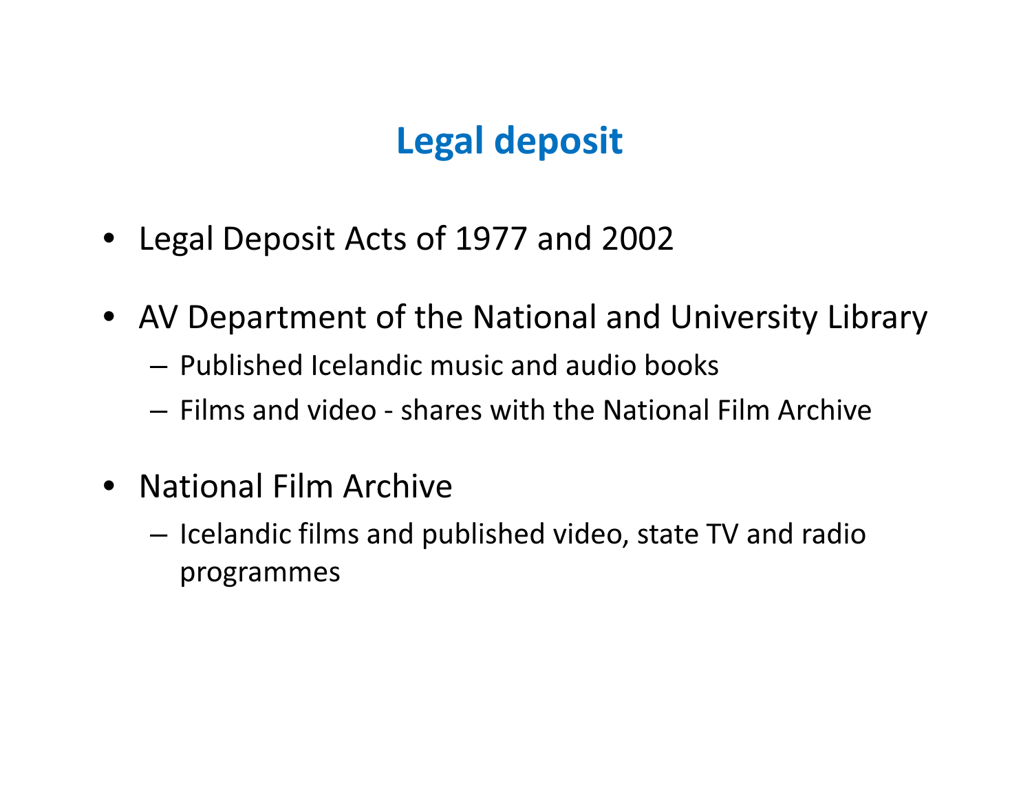# Legal deposit

- Legal Deposit Acts of 1977 and 2002
- AV Department of the National and University Library
  - Published Icelandic music and audio books
  - Films and video - shares with the National Film Archive
- National Film Archive
  - Icelandic films and published video, state TV and radio programmes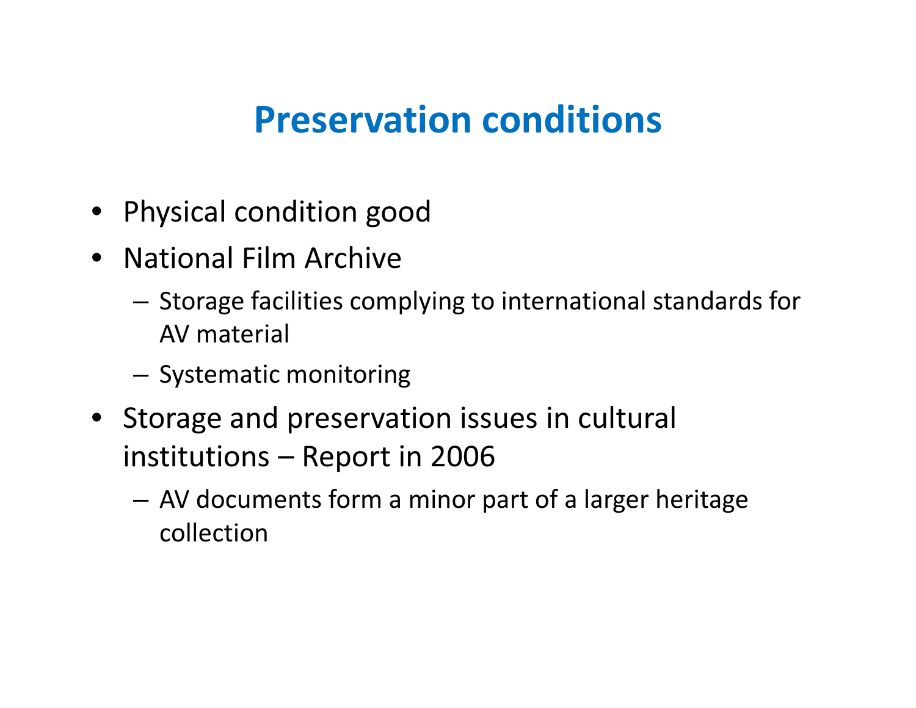# Preservation conditions

- Physical condition good
- National Film Archive
  - Storage facilities complying to international standards for AV material
  - Systematic monitoring
- Storage and preservation issues in cultural institutions – Report in 2006
  - AV documents form a minor part of a larger heritage collection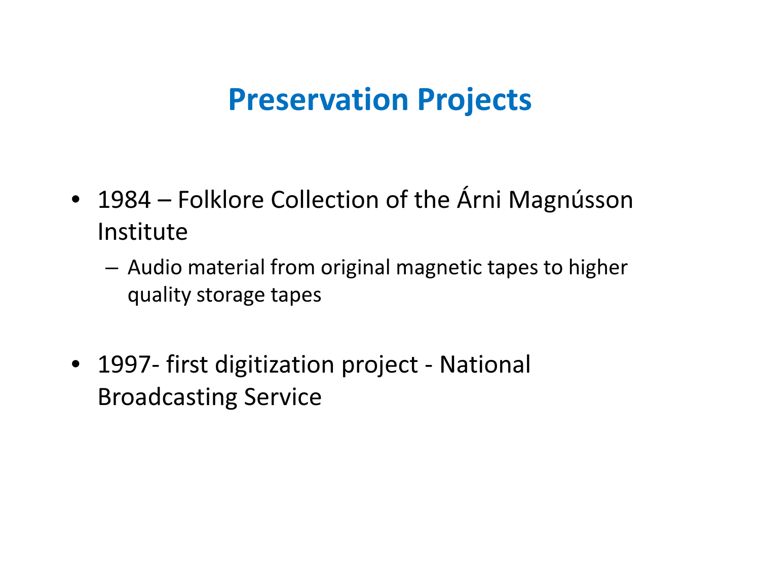# Preservation Projects

- 1984 – Folklore Collection of the Árni Magnússon Institute
  - Audio material from original magnetic tapes to higher quality storage tapes
- 1997- first digitization project - National Broadcasting Service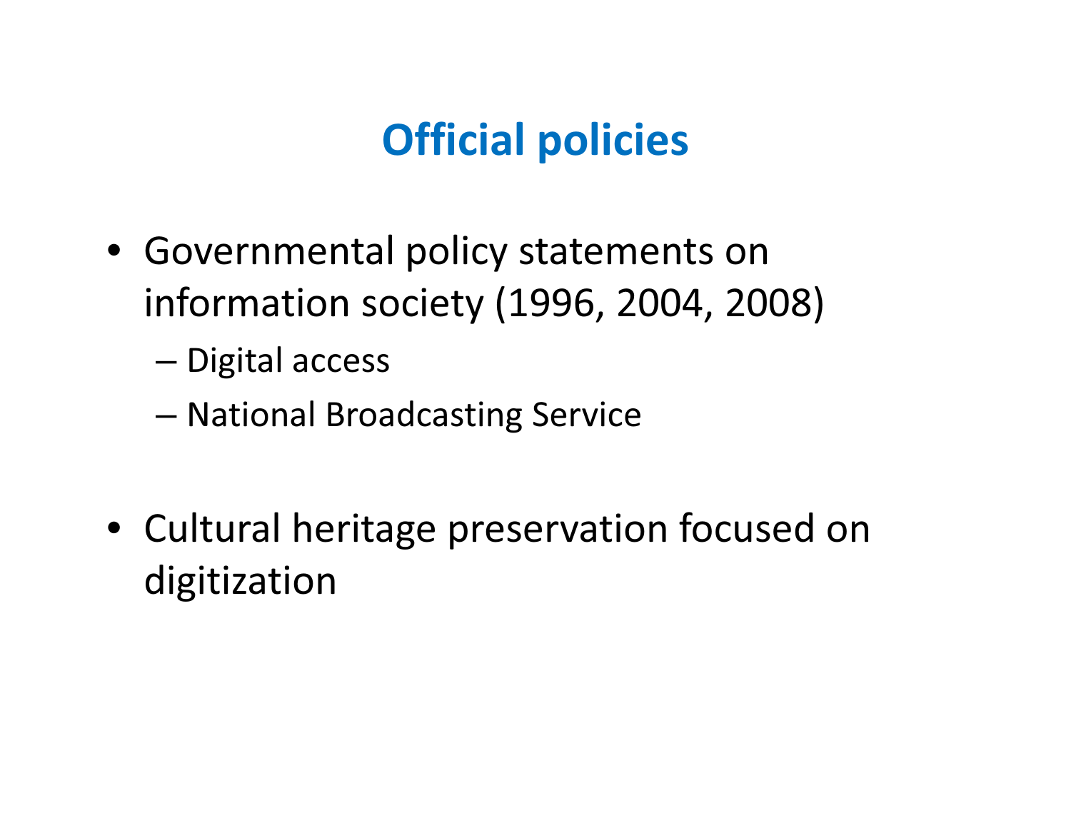# Official policies

- Governmental policy statements on information society (1996, 2004, 2008)
  - Digital access
  - National Broadcasting Service

- Cultural heritage preservation focused on digitization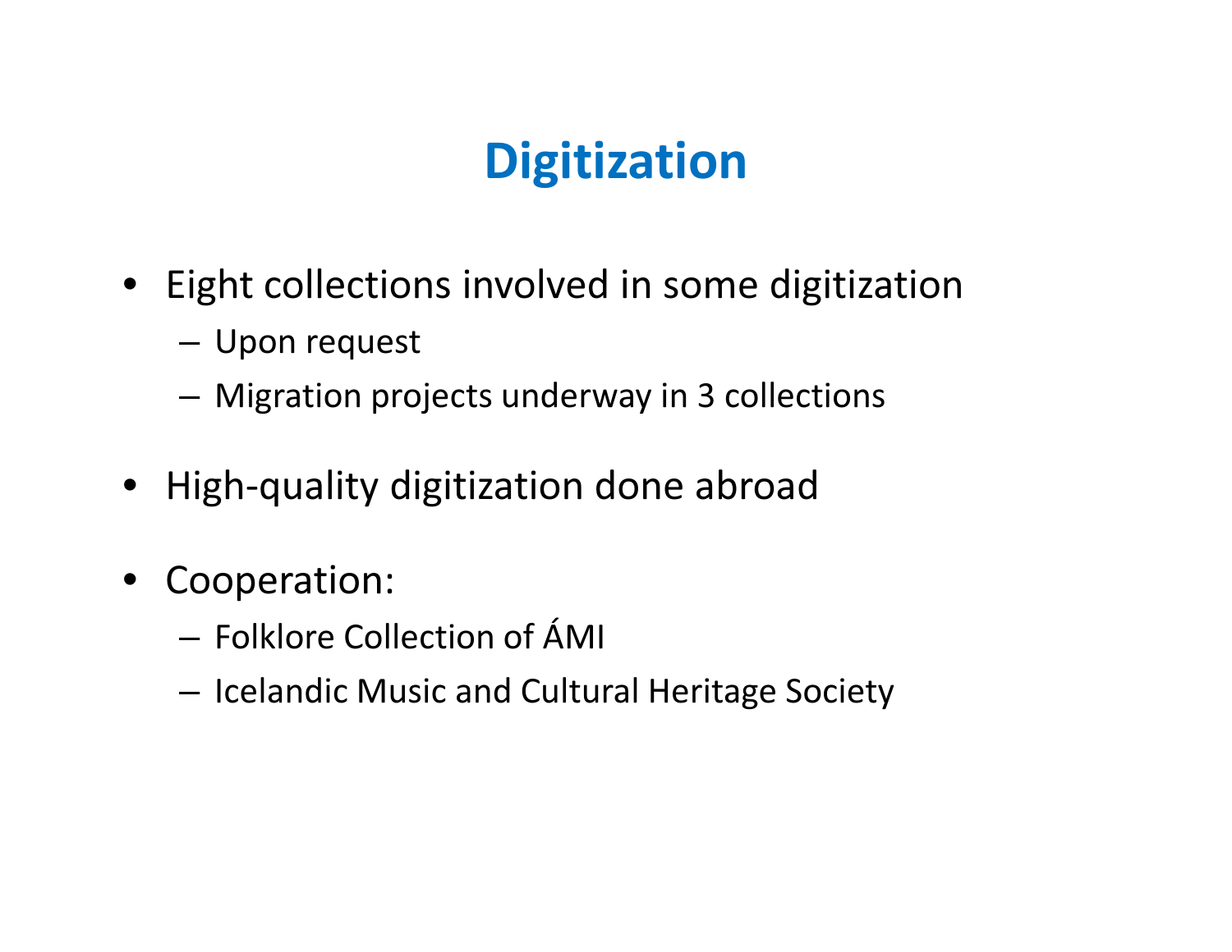# Digitization

- Eight collections involved in some digitization
  - Upon request
  - Migration projects underway in 3 collections
- High-quality digitization done abroad
- Cooperation:
  - Folklore Collection of ÁMI
  - Icelandic Music and Cultural Heritage Society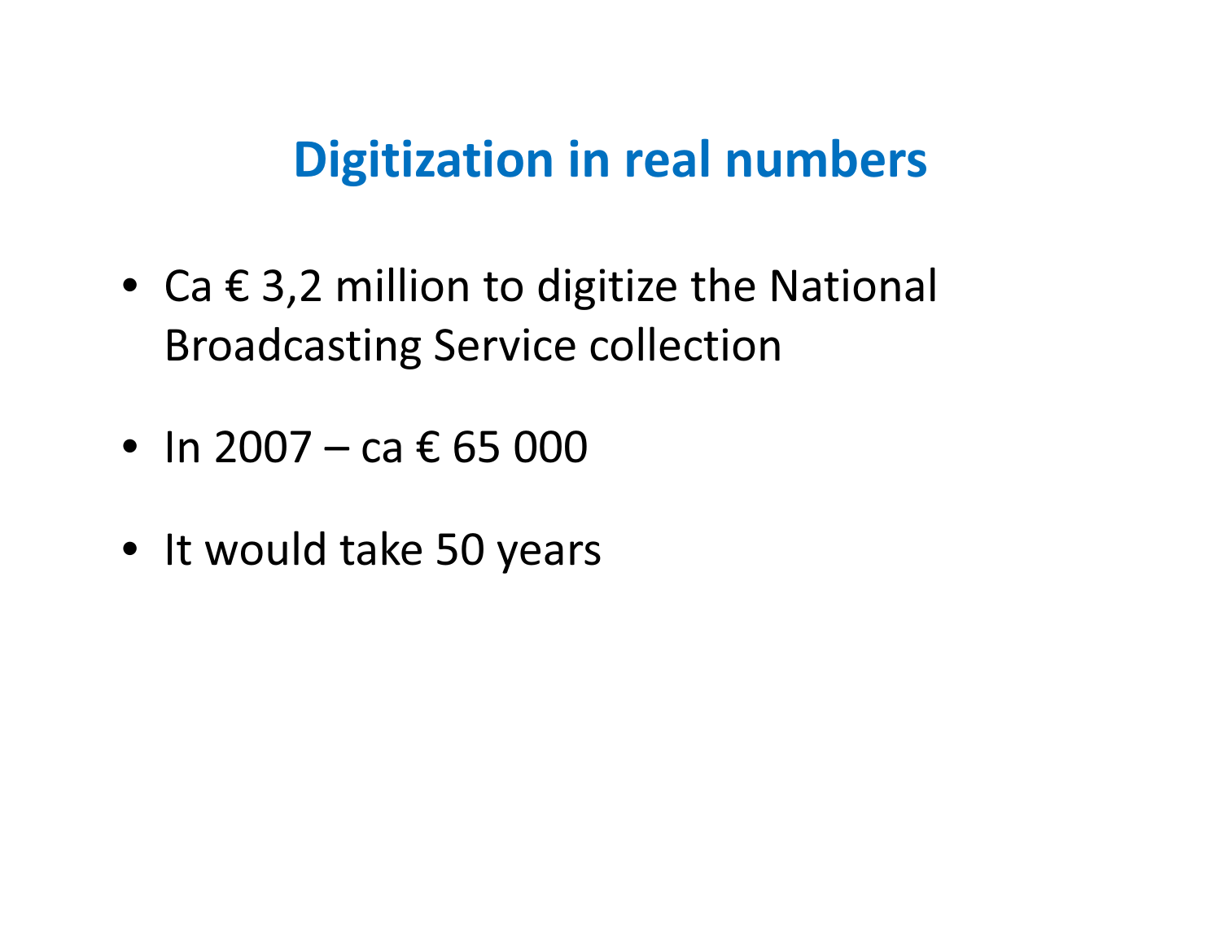# Digitization in real numbers

- Ca € 3,2 million to digitize the National Broadcasting Service collection
- In 2007 – ca € 65 000
- It would take 50 years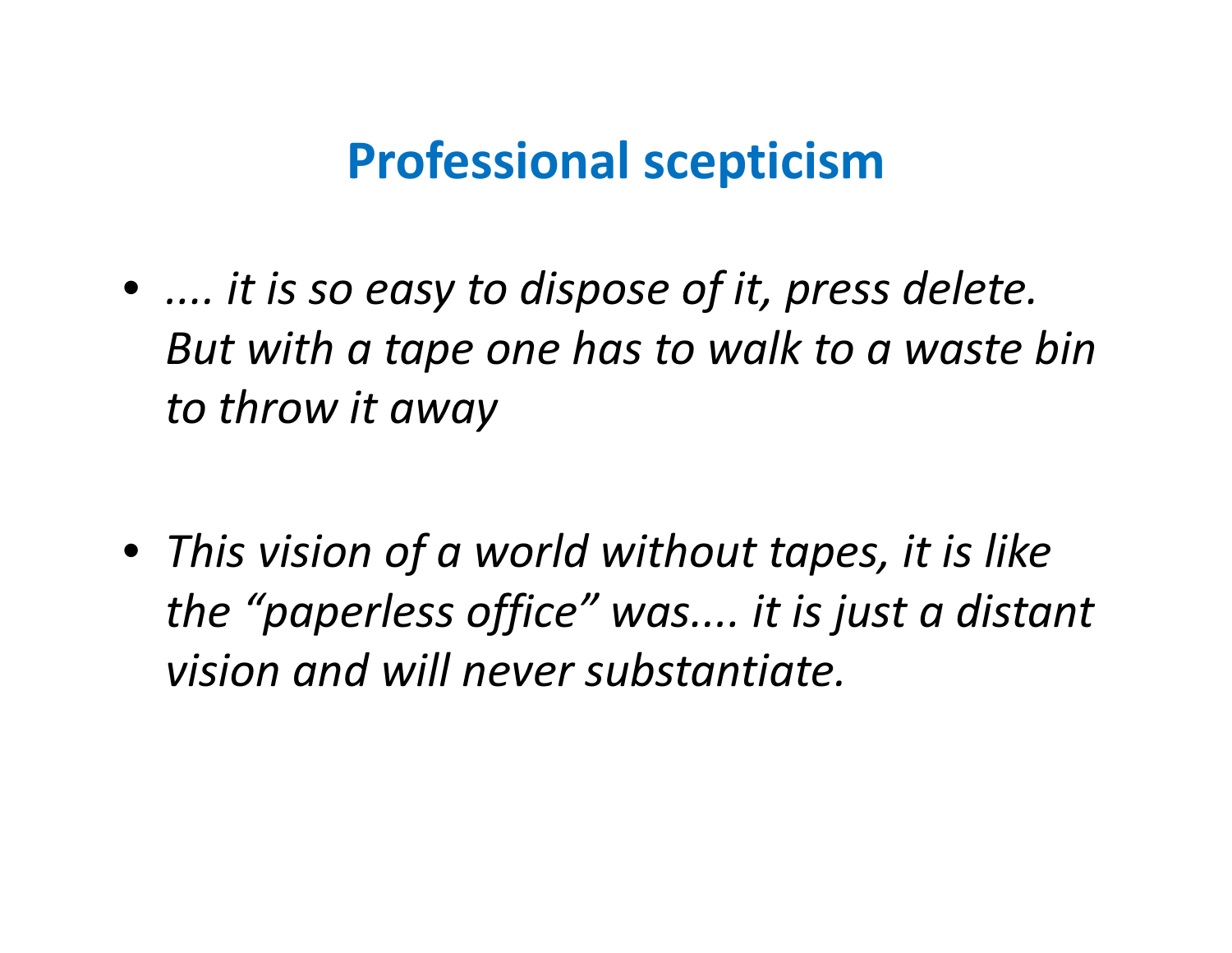# Professional scepticism

- *.... it is so easy to dispose of it, press delete. But with a tape one has to walk to a waste bin to throw it away*

- *This vision of a world without tapes, it is like the "paperless office" was.... it is just a distant vision and will never substantiate.*